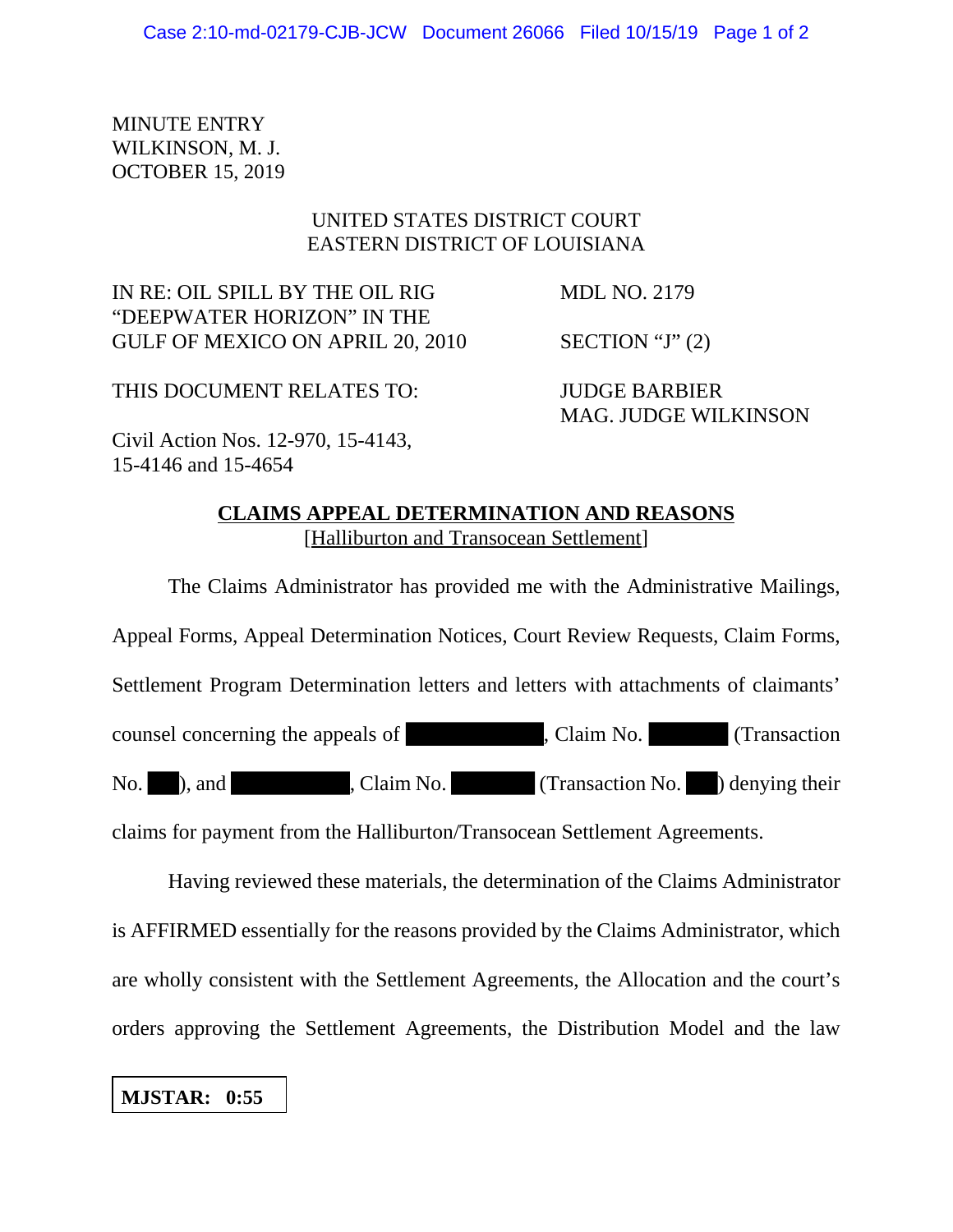MINUTE ENTRY
WILKINSON, M. J.
OCTOBER 15, 2019

UNITED STATES DISTRICT COURT
EASTERN DISTRICT OF LOUISIANA

| | |
|---|---|
| IN RE: OIL SPILL BY THE OIL RIG "DEEPWATER HORIZON" IN THE GULF OF MEXICO ON APRIL 20, 2010 | MDL NO. 2179 |
| | SECTION "J" (2) |
| THIS DOCUMENT RELATES TO: | JUDGE BARBIER MAG. JUDGE WILKINSON |
| Civil Action Nos. 12-970, 15-4143, 15-4146 and 15-4654 | |

**CLAIMS APPEAL DETERMINATION AND REASONS**
[Halliburton and Transocean Settlement]

The Claims Administrator has provided me with the Administrative Mailings, Appeal Forms, Appeal Determination Notices, Court Review Requests, Claim Forms, Settlement Program Determination letters and letters with attachments of claimants' counsel concerning the appeals of ██████████, Claim No. ██████ (Transaction No. ██), and ██████████, Claim No. ██████ (Transaction No. ██) denying their claims for payment from the Halliburton/Transocean Settlement Agreements.

Having reviewed these materials, the determination of the Claims Administrator is AFFIRMED essentially for the reasons provided by the Claims Administrator, which are wholly consistent with the Settlement Agreements, the Allocation and the court's orders approving the Settlement Agreements, the Distribution Model and the law

**MJSTAR: 0:55**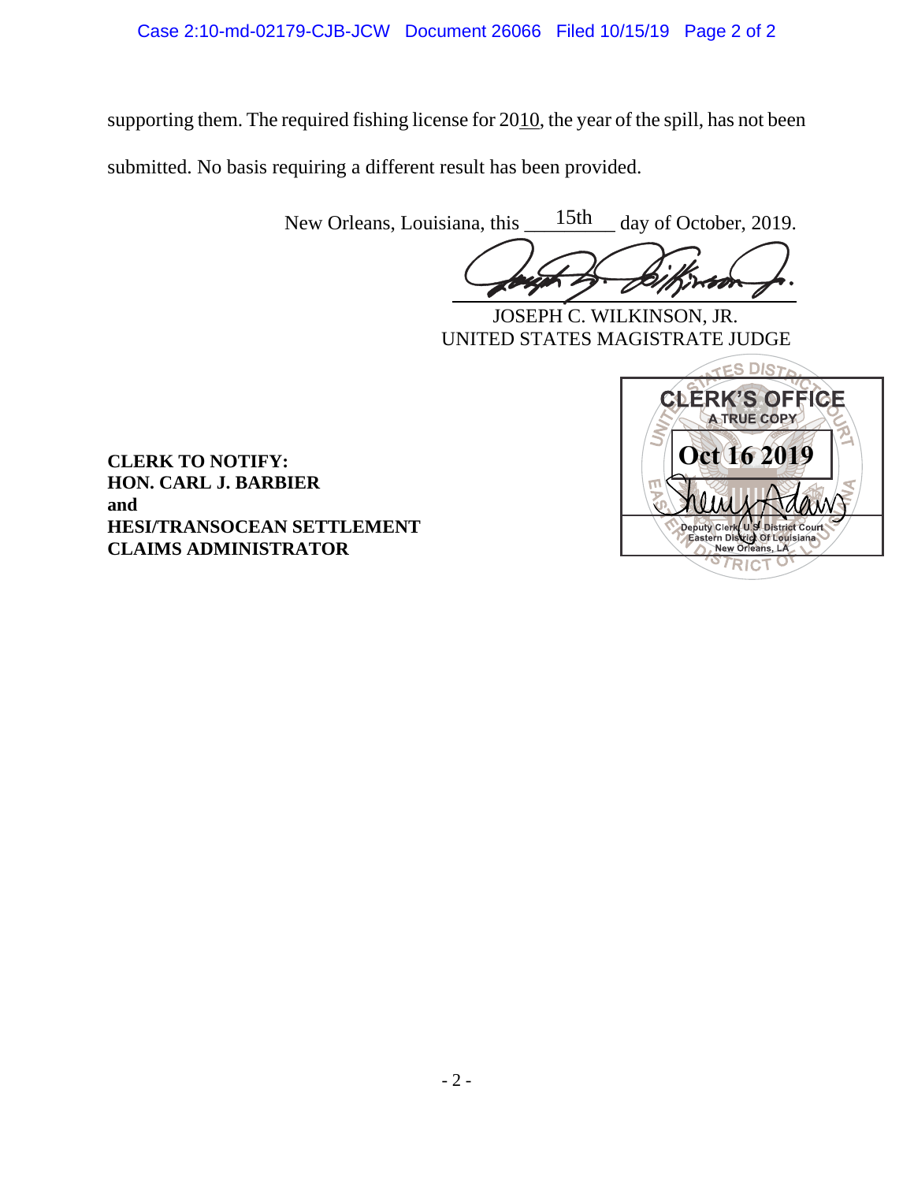supporting them. The required fishing license for 2010, the year of the spill, has not been submitted. No basis requiring a different result has been provided.

New Orleans, Louisiana, this 15th day of October, 2019.

JOSEPH C. WILKINSON, JR.
UNITED STATES MAGISTRATE JUDGE

**CLERK TO NOTIFY:**
**HON. CARL J. BARBIER**
**and**
**HESI/TRANSOCEAN SETTLEMENT CLAIMS ADMINISTRATOR**

CLERK'S OFFICE
A TRUE COPY
Oct 16 2019
Deputy Clerk, U.S. District Court
Eastern District Of Louisiana
New Orleans, LA